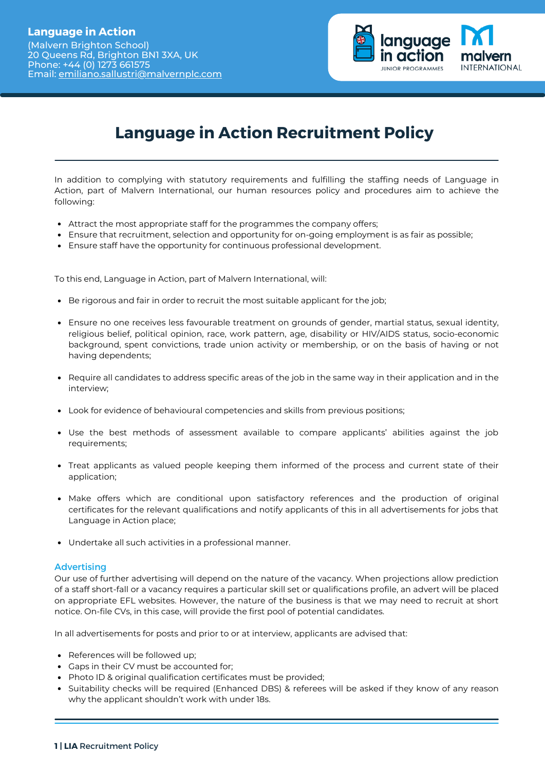**Language in Action**
(Malvern Brighton School)
20 Queens Rd, Brighton BN1 3XA, UK
Phone: +44 (0) 1273 661575
Email: emiliano.sallustri@malvernplc.com

# Language in Action Recruitment Policy

In addition to complying with statutory requirements and fulfilling the staffing needs of Language in Action, part of Malvern International, our human resources policy and procedures aim to achieve the following:

- Attract the most appropriate staff for the programmes the company offers;
- Ensure that recruitment, selection and opportunity for on-going employment is as fair as possible;
- Ensure staff have the opportunity for continuous professional development.

To this end, Language in Action, part of Malvern International, will:

- Be rigorous and fair in order to recruit the most suitable applicant for the job;
- Ensure no one receives less favourable treatment on grounds of gender, martial status, sexual identity, religious belief, political opinion, race, work pattern, age, disability or HIV/AIDS status, socio-economic background, spent convictions, trade union activity or membership, or on the basis of having or not having dependents;
- Require all candidates to address specific areas of the job in the same way in their application and in the interview;
- Look for evidence of behavioural competencies and skills from previous positions;
- Use the best methods of assessment available to compare applicants' abilities against the job requirements;
- Treat applicants as valued people keeping them informed of the process and current state of their application;
- Make offers which are conditional upon satisfactory references and the production of original certificates for the relevant qualifications and notify applicants of this in all advertisements for jobs that Language in Action place;
- Undertake all such activities in a professional manner.

## Advertising

Our use of further advertising will depend on the nature of the vacancy. When projections allow prediction of a staff short-fall or a vacancy requires a particular skill set or qualifications profile, an advert will be placed on appropriate EFL websites. However, the nature of the business is that we may need to recruit at short notice. On-file CVs, in this case, will provide the first pool of potential candidates.

In all advertisements for posts and prior to or at interview, applicants are advised that:

- References will be followed up;
- Gaps in their CV must be accounted for;
- Photo ID & original qualification certificates must be provided;
- Suitability checks will be required (Enhanced DBS) & referees will be asked if they know of any reason why the applicant shouldn't work with under 18s.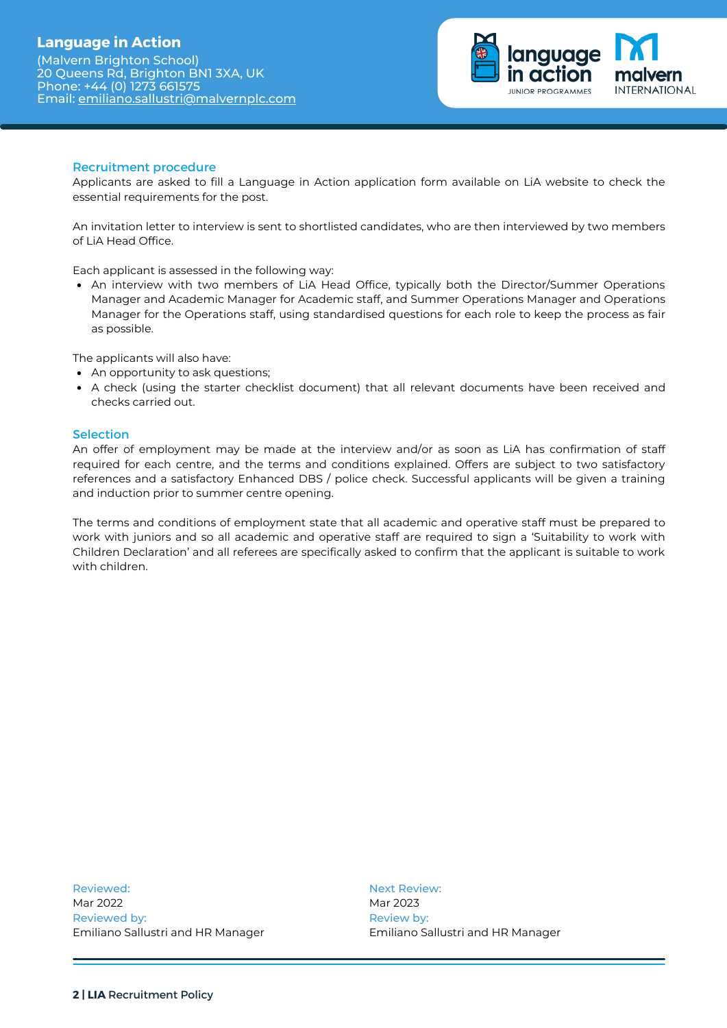**Language in Action**
(Malvern Brighton School)
20 Queens Rd, Brighton BN1 3XA, UK
Phone: +44 (0) 1273 661575
Email: emiliano.sallustri@malvernplc.com

### Recruitment procedure

Applicants are asked to fill a Language in Action application form available on LiA website to check the essential requirements for the post.

An invitation letter to interview is sent to shortlisted candidates, who are then interviewed by two members of LiA Head Office.

Each applicant is assessed in the following way:

- An interview with two members of LiA Head Office, typically both the Director/Summer Operations Manager and Academic Manager for Academic staff, and Summer Operations Manager and Operations Manager for the Operations staff, using standardised questions for each role to keep the process as fair as possible.

The applicants will also have:

- An opportunity to ask questions;
- A check (using the starter checklist document) that all relevant documents have been received and checks carried out.

### Selection

An offer of employment may be made at the interview and/or as soon as LiA has confirmation of staff required for each centre, and the terms and conditions explained. Offers are subject to two satisfactory references and a satisfactory Enhanced DBS / police check. Successful applicants will be given a training and induction prior to summer centre opening.

The terms and conditions of employment state that all academic and operative staff must be prepared to work with juniors and so all academic and operative staff are required to sign a 'Suitability to work with Children Declaration' and all referees are specifically asked to confirm that the applicant is suitable to work with children.

Reviewed:
Mar 2022
Reviewed by:
Emiliano Sallustri and HR Manager

Next Review:
Mar 2023
Review by:
Emiliano Sallustri and HR Manager